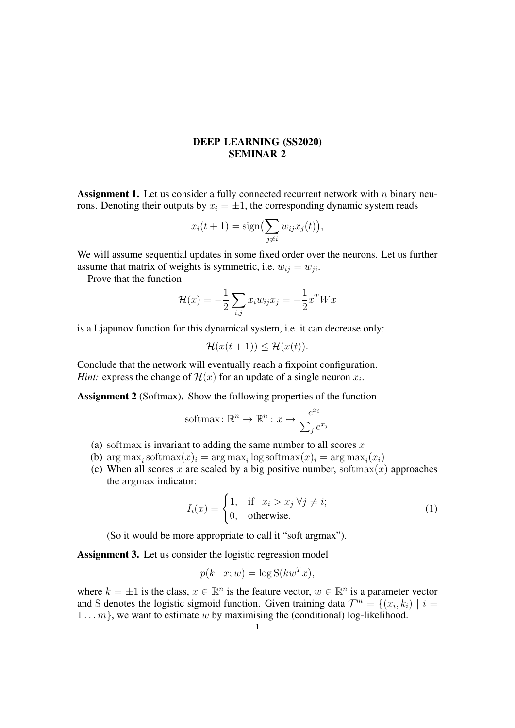**DEEP LEARNING (SS2020)**
**SEMINAR 2**

**Assignment 1.** Let us consider a fully connected recurrent network with $n$ binary neurons. Denoting their outputs by $x_i = \pm 1$, the corresponding dynamic system reads

$$x_i(t+1) = \operatorname{sign}\bigl(\sum_{j \neq i} w_{ij} x_j(t)\bigr),$$

We will assume sequential updates in some fixed order over the neurons. Let us further assume that matrix of weights is symmetric, i.e. $w_{ij} = w_{ji}$.

Prove that the function

$$\mathcal{H}(x) = -\frac{1}{2} \sum_{i,j} x_i w_{ij} x_j = -\frac{1}{2} x^T W x$$

is a Ljapunov function for this dynamical system, i.e. it can decrease only:

$$\mathcal{H}(x(t+1)) \leq \mathcal{H}(x(t)).$$

Conclude that the network will eventually reach a fixpoint configuration.
*Hint:* express the change of $\mathcal{H}(x)$ for an update of a single neuron $x_i$.

**Assignment 2** (Softmax)**.** Show the following properties of the function

$$\operatorname{softmax}\colon \mathbb{R}^n \to \mathbb{R}^n_+ \colon x \mapsto \frac{e^{x_i}}{\sum_j e^{x_j}}$$

(a) $\operatorname{softmax}$ is invariant to adding the same number to all scores $x$
(b) $\arg\max_i \operatorname{softmax}(x)_i = \arg\max_i \log \operatorname{softmax}(x)_i = \arg\max_i (x_i)$
(c) When all scores $x$ are scaled by a big positive number, $\operatorname{softmax}(x)$ approaches the $\operatorname{argmax}$ indicator:

$$I_i(x) = \begin{cases} 1, & \text{if} \quad x_i > x_j \ \forall j \neq i; \\ 0, & \text{otherwise}. \end{cases} \tag{1}$$

(So it would be more appropriate to call it "soft argmax").

**Assignment 3.** Let us consider the logistic regression model

$$p(k \mid x; w) = \log \mathrm{S}(k w^T x),$$

where $k = \pm 1$ is the class, $x \in \mathbb{R}^n$ is the feature vector, $w \in \mathbb{R}^n$ is a parameter vector and $\mathrm{S}$ denotes the logistic sigmoid function. Given training data $\mathcal{T}^m = \{(x_i, k_i) \mid i = 1 \ldots m\}$, we want to estimate $w$ by maximising the (conditional) log-likelihood.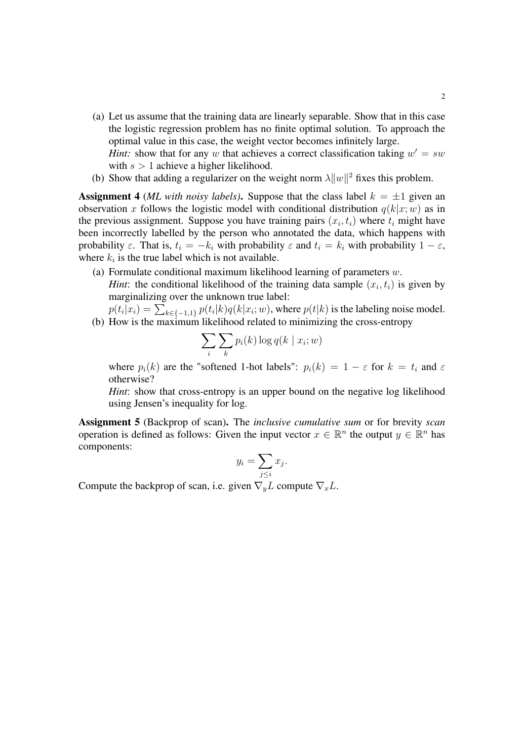(a) Let us assume that the training data are linearly separable. Show that in this case the logistic regression problem has no finite optimal solution. To approach the optimal value in this case, the weight vector becomes infinitely large.
*Hint:* show that for any $w$ that achieves a correct classification taking $w' = sw$ with $s > 1$ achieve a higher likelihood.

(b) Show that adding a regularizer on the weight norm $\lambda\|w\|^2$ fixes this problem.

**Assignment 4** (*ML with noisy labels*)**.** Suppose that the class label $k = \pm 1$ given an observation $x$ follows the logistic model with conditional distribution $q(k|x; w)$ as in the previous assignment. Suppose you have training pairs $(x_i, t_i)$ where $t_i$ might have been incorrectly labelled by the person who annotated the data, which happens with probability $\varepsilon$. That is, $t_i = -k_i$ with probability $\varepsilon$ and $t_i = k_i$ with probability $1 - \varepsilon$, where $k_i$ is the true label which is not available.

(a) Formulate conditional maximum likelihood learning of parameters $w$.
*Hint*: the conditional likelihood of the training data sample $(x_i, t_i)$ is given by marginalizing over the unknown true label:
$p(t_i|x_i) = \sum_{k\in\{-1,1\}} p(t_i|k)q(k|x_i; w)$, where $p(t|k)$ is the labeling noise model.

(b) How is the maximum likelihood related to minimizing the cross-entropy

$$\sum_i \sum_k p_i(k) \log q(k \mid x_i; w)$$

where $p_i(k)$ are the "softened 1-hot labels": $p_i(k) = 1 - \varepsilon$ for $k = t_i$ and $\varepsilon$ otherwise?
*Hint*: show that cross-entropy is an upper bound on the negative log likelihood using Jensen's inequality for log.

**Assignment 5** (Backprop of scan)**.** The *inclusive cumulative sum* or for brevity *scan* operation is defined as follows: Given the input vector $x \in \mathbb{R}^n$ the output $y \in \mathbb{R}^n$ has components:

$$y_i = \sum_{j \leq i} x_j.$$

Compute the backprop of scan, i.e. given $\nabla_y L$ compute $\nabla_x L$.